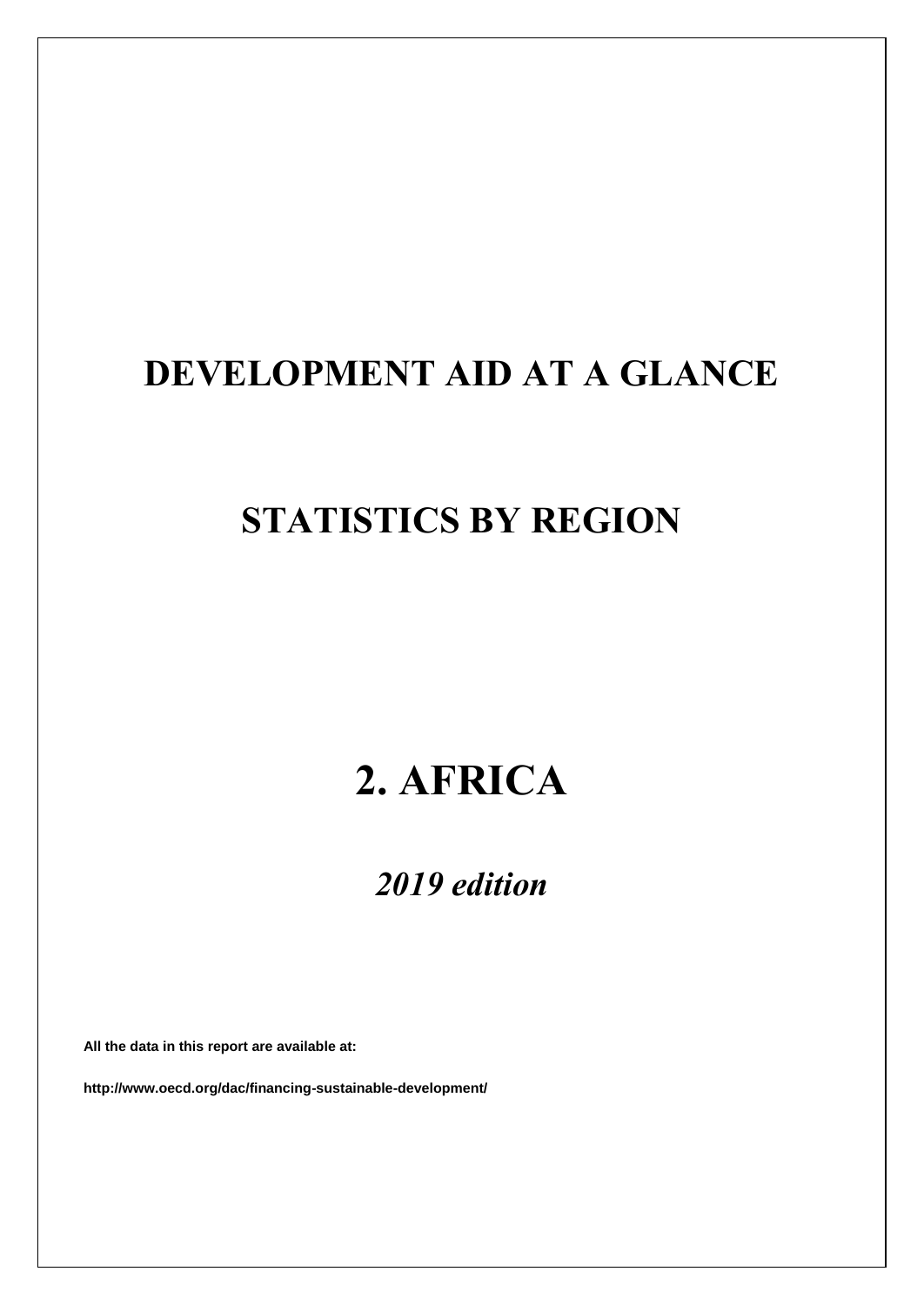# DEVELOPMENT AID AT A GLANCE

# STATISTICS BY REGION

# 2. AFRICA

## *2019 edition*

**All the data in this report are available at:**

**http://www.oecd.org/dac/financing-sustainable-development/**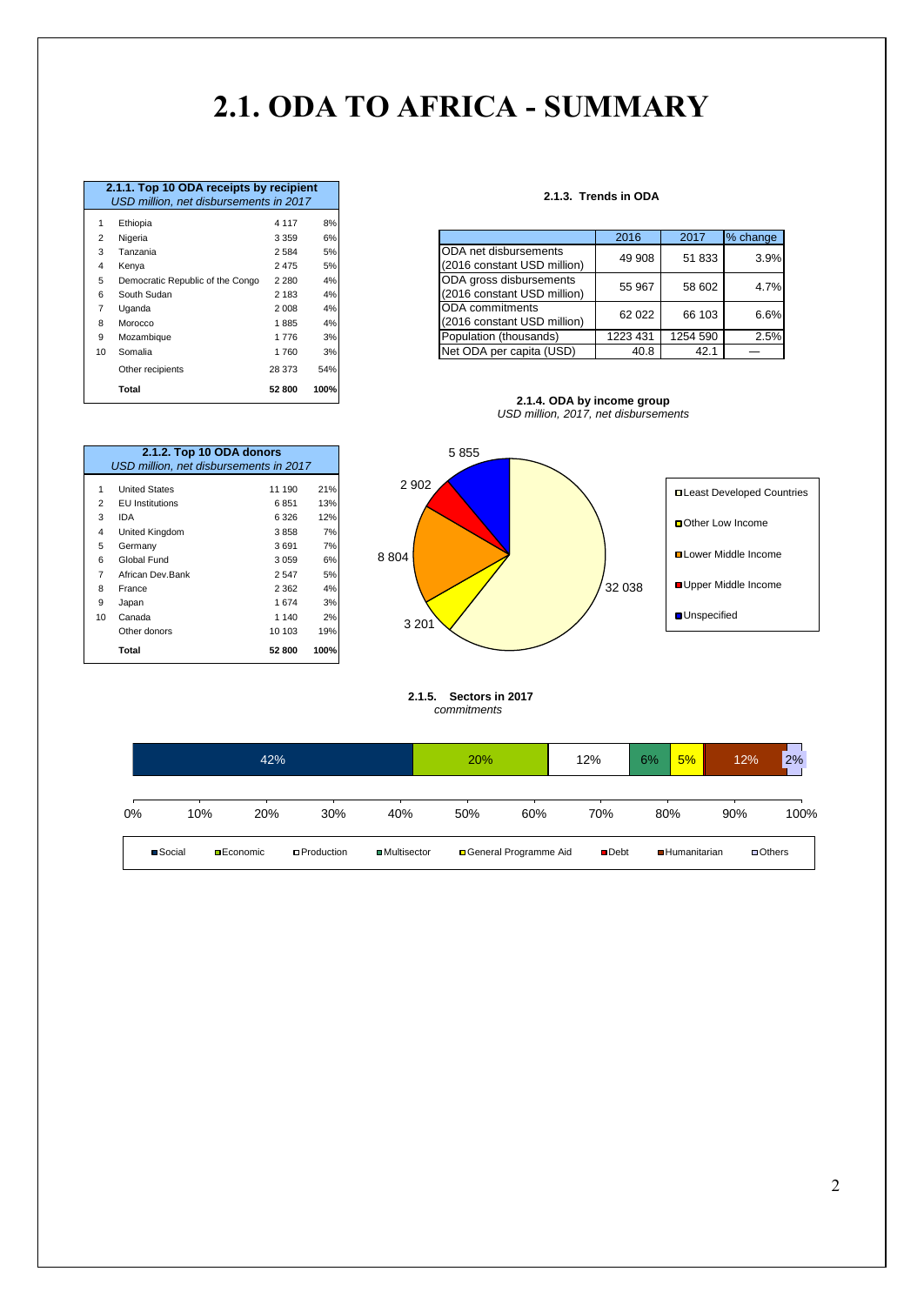# 2.1. ODA TO AFRICA - SUMMARY

**2.1.1. Top 10 ODA receipts by recipient**
*USD million, net disbursements in 2017*

| | | | |
|---|---|---|---|
| 1 | Ethiopia | 4 117 | 8% |
| 2 | Nigeria | 3 359 | 6% |
| 3 | Tanzania | 2 584 | 5% |
| 4 | Kenya | 2 475 | 5% |
| 5 | Democratic Republic of the Congo | 2 280 | 4% |
| 6 | South Sudan | 2 183 | 4% |
| 7 | Uganda | 2 008 | 4% |
| 8 | Morocco | 1 885 | 4% |
| 9 | Mozambique | 1 776 | 3% |
| 10 | Somalia | 1 760 | 3% |
| | Other recipients | 28 373 | 54% |
| | **Total** | **52 800** | **100%** |

**2.1.3. Trends in ODA**

| | 2016 | 2017 | % change |
|---|---|---|---|
| ODA net disbursements (2016 constant USD million) | 49 908 | 51 833 | 3.9% |
| ODA gross disbursements (2016 constant USD million) | 55 967 | 58 602 | 4.7% |
| ODA commitments (2016 constant USD million) | 62 022 | 66 103 | 6.6% |
| Population (thousands) | 1223 431 | 1254 590 | 2.5% |
| Net ODA per capita (USD) | 40.8 | 42.1 | — |

**2.1.2. Top 10 ODA donors**
*USD million, net disbursements in 2017*

| | | | |
|---|---|---|---|
| 1 | United States | 11 190 | 21% |
| 2 | EU Institutions | 6 851 | 13% |
| 3 | IDA | 6 326 | 12% |
| 4 | United Kingdom | 3 858 | 7% |
| 5 | Germany | 3 691 | 7% |
| 6 | Global Fund | 3 059 | 6% |
| 7 | African Dev.Bank | 2 547 | 5% |
| 8 | France | 2 362 | 4% |
| 9 | Japan | 1 674 | 3% |
| 10 | Canada | 1 140 | 2% |
| | Other donors | 10 103 | 19% |
| | **Total** | **52 800** | **100%** |

**2.1.4. ODA by income group**
*USD million, 2017, net disbursements*

| Income group | USD million |
|---|---|
| Least Developed Countries | 32 038 |
| Other Low Income | 3 201 |
| Lower Middle Income | 8 804 |
| Upper Middle Income | 2 902 |
| Unspecified | 5 855 |

**2.1.5. Sectors in 2017**
*commitments*

| Social | Economic | Production | Multisector | General Programme Aid | Debt | Humanitarian | Others |
|---|---|---|---|---|---|---|---|
| 42% | 20% | 12% | 6% | 5% | | 12% | 2% |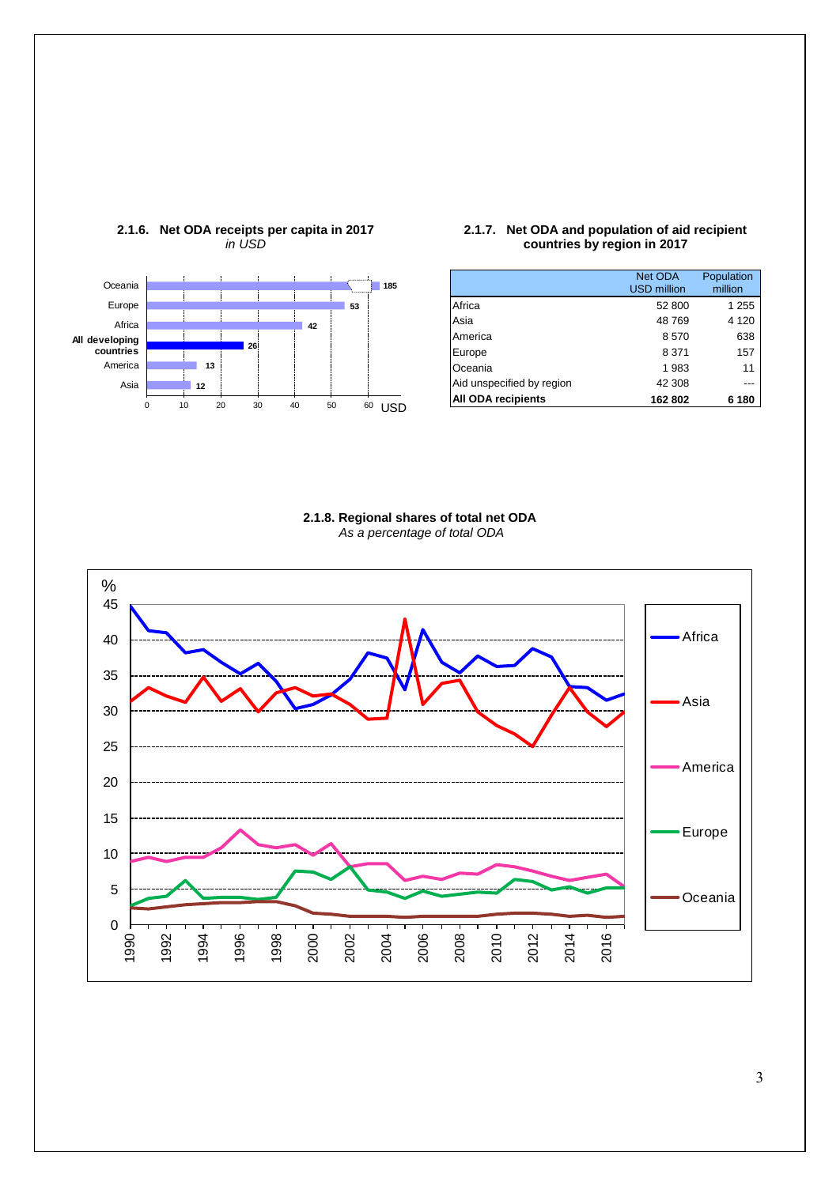**2.1.6. Net ODA receipts per capita in 2017**
*in USD*

| Region | USD |
|---|---|
| Oceania | 185 |
| Europe | 53 |
| Africa | 42 |
| All developing countries | 26 |
| America | 13 |
| Asia | 12 |

**2.1.7. Net ODA and population of aid recipient countries by region in 2017**

| | Net ODA USD million | Population million |
|---|---|---|
| Africa | 52 800 | 1 255 |
| Asia | 48 769 | 4 120 |
| America | 8 570 | 638 |
| Europe | 8 371 | 157 |
| Oceania | 1 983 | 11 |
| Aid unspecified by region | 42 308 | --- |
| **All ODA recipients** | **162 802** | **6 180** |

**2.1.8. Regional shares of total net ODA**
*As a percentage of total ODA*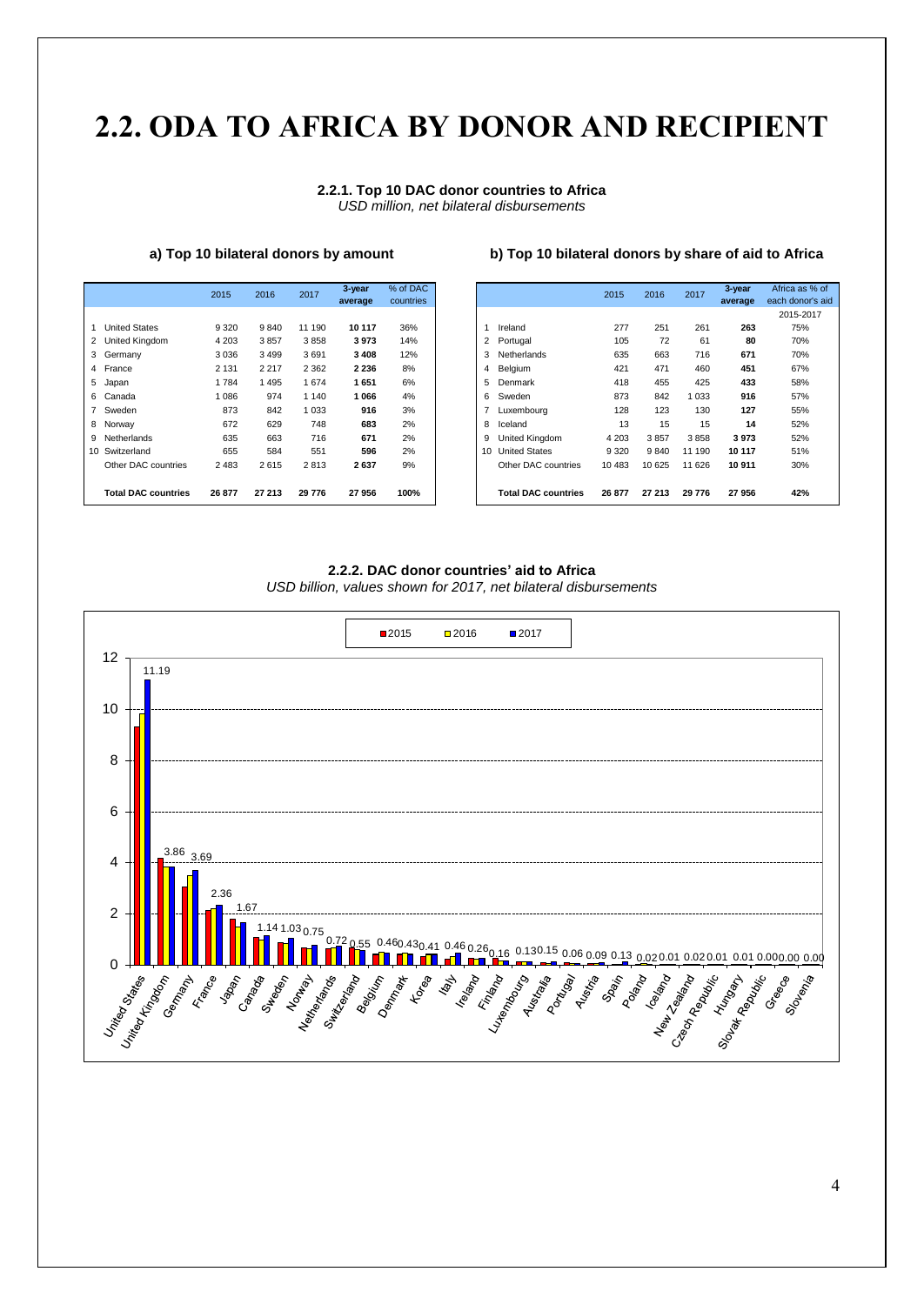# 2.2. ODA TO AFRICA BY DONOR AND RECIPIENT

### 2.2.1. Top 10 DAC donor countries to Africa

*USD million, net bilateral disbursements*

#### a) Top 10 bilateral donors by amount

| | | 2015 | 2016 | 2017 | 3-year average | % of DAC countries |
|---|---|---|---|---|---|---|
| 1 | United States | 9 320 | 9 840 | 11 190 | **10 117** | 36% |
| 2 | United Kingdom | 4 203 | 3 857 | 3 858 | **3 973** | 14% |
| 3 | Germany | 3 036 | 3 499 | 3 691 | **3 408** | 12% |
| 4 | France | 2 131 | 2 217 | 2 362 | **2 236** | 8% |
| 5 | Japan | 1 784 | 1 495 | 1 674 | **1 651** | 6% |
| 6 | Canada | 1 086 | 974 | 1 140 | **1 066** | 4% |
| 7 | Sweden | 873 | 842 | 1 033 | **916** | 3% |
| 8 | Norway | 672 | 629 | 748 | **683** | 2% |
| 9 | Netherlands | 635 | 663 | 716 | **671** | 2% |
| 10 | Switzerland | 655 | 584 | 551 | **596** | 2% |
| | Other DAC countries | 2 483 | 2 615 | 2 813 | **2 637** | 9% |
| | **Total DAC countries** | **26 877** | **27 213** | **29 776** | **27 956** | **100%** |

#### b) Top 10 bilateral donors by share of aid to Africa

| | | 2015 | 2016 | 2017 | 3-year average | Africa as % of each donor's aid 2015-2017 |
|---|---|---|---|---|---|---|
| 1 | Ireland | 277 | 251 | 261 | **263** | 75% |
| 2 | Portugal | 105 | 72 | 61 | **80** | 70% |
| 3 | Netherlands | 635 | 663 | 716 | **671** | 70% |
| 4 | Belgium | 421 | 471 | 460 | **451** | 67% |
| 5 | Denmark | 418 | 455 | 425 | **433** | 58% |
| 6 | Sweden | 873 | 842 | 1 033 | **916** | 57% |
| 7 | Luxembourg | 128 | 123 | 130 | **127** | 55% |
| 8 | Iceland | 13 | 15 | 15 | **14** | 52% |
| 9 | United Kingdom | 4 203 | 3 857 | 3 858 | **3 973** | 52% |
| 10 | United States | 9 320 | 9 840 | 11 190 | **10 117** | 51% |
| | Other DAC countries | 10 483 | 10 625 | 11 626 | **10 911** | 30% |
| | **Total DAC countries** | **26 877** | **27 213** | **29 776** | **27 956** | **42%** |

### 2.2.2. DAC donor countries' aid to Africa

*USD billion, values shown for 2017, net bilateral disbursements*

| Donor | 2017 |
|---|---|
| United States | 11.19 |
| United Kingdom | 3.86 |
| Germany | 3.69 |
| France | 2.36 |
| Japan | 1.67 |
| Canada | 1.14 |
| Sweden | 1.03 |
| Norway | 0.75 |
| Netherlands | 0.72 |
| Switzerland | 0.55 |
| Belgium | 0.46 |
| Denmark | 0.43 |
| Korea | 0.41 |
| Italy | 0.46 |
| Ireland | 0.26 |
| Finland | 0.16 |
| Luxembourg | 0.13 |
| Australia | 0.15 |
| Portugal | 0.06 |
| Austria | 0.09 |
| Spain | 0.13 |
| Poland | 0.02 |
| Iceland | 0.01 |
| New Zealand | 0.02 |
| Czech Republic | 0.01 |
| Hungary | 0.01 |
| Slovak Republic | 0.00 |
| Greece | 0.00 |
| Slovenia | 0.00 |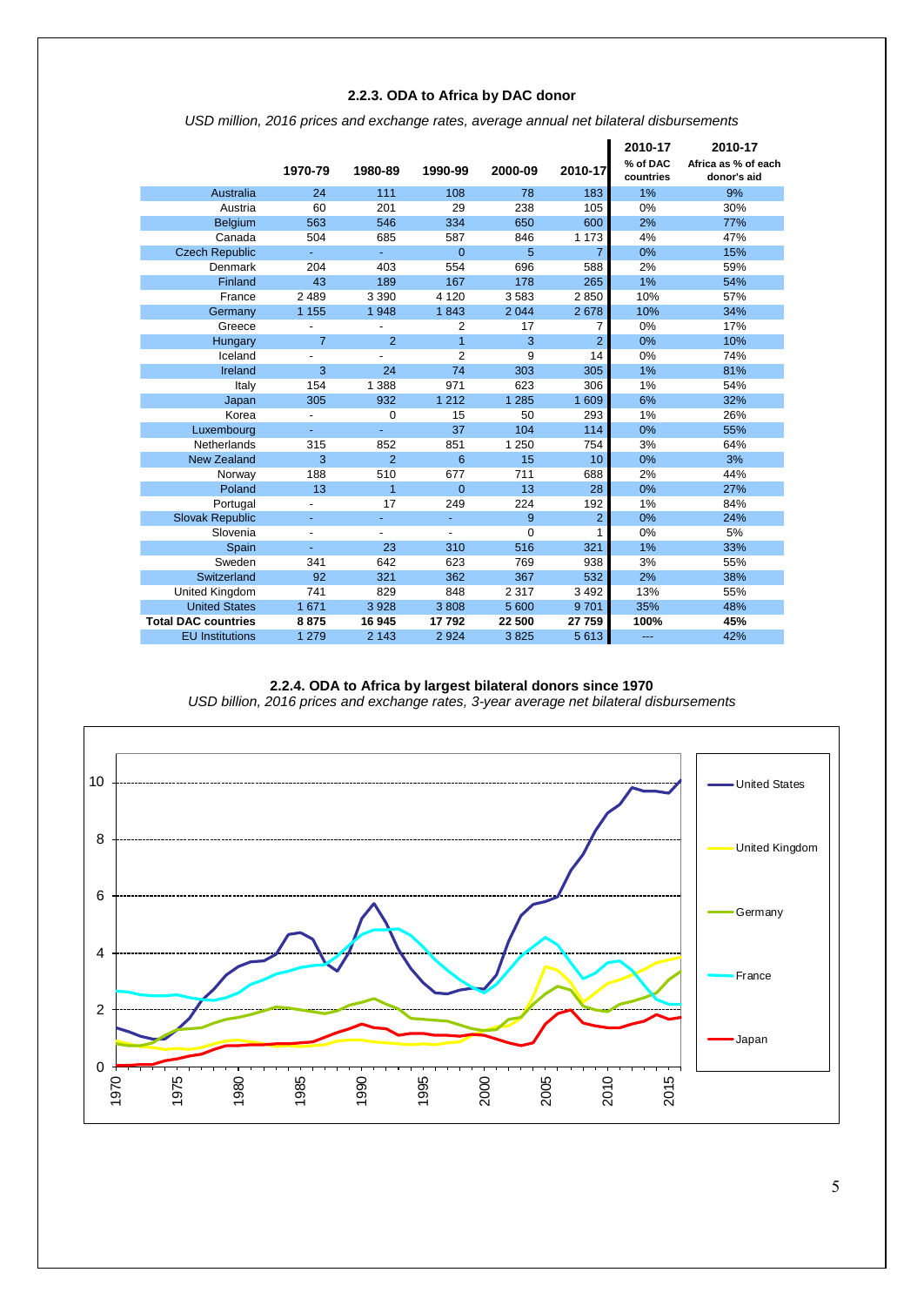### 2.2.3. ODA to Africa by DAC donor

*USD million, 2016 prices and exchange rates, average annual net bilateral disbursements*

| | 1970-79 | 1980-89 | 1990-99 | 2000-09 | 2010-17 | 2010-17 % of DAC countries | 2010-17 Africa as % of each donor's aid |
|---|---|---|---|---|---|---|---|
| Australia | 24 | 111 | 108 | 78 | 183 | 1% | 9% |
| Austria | 60 | 201 | 29 | 238 | 105 | 0% | 30% |
| Belgium | 563 | 546 | 334 | 650 | 600 | 2% | 77% |
| Canada | 504 | 685 | 587 | 846 | 1 173 | 4% | 47% |
| Czech Republic | - | - | 0 | 5 | 7 | 0% | 15% |
| Denmark | 204 | 403 | 554 | 696 | 588 | 2% | 59% |
| Finland | 43 | 189 | 167 | 178 | 265 | 1% | 54% |
| France | 2 489 | 3 390 | 4 120 | 3 583 | 2 850 | 10% | 57% |
| Germany | 1 155 | 1 948 | 1 843 | 2 044 | 2 678 | 10% | 34% |
| Greece | - | - | 2 | 17 | 7 | 0% | 17% |
| Hungary | 7 | 2 | 1 | 3 | 2 | 0% | 10% |
| Iceland | - | - | 2 | 9 | 14 | 0% | 74% |
| Ireland | 3 | 24 | 74 | 303 | 305 | 1% | 81% |
| Italy | 154 | 1 388 | 971 | 623 | 306 | 1% | 54% |
| Japan | 305 | 932 | 1 212 | 1 285 | 1 609 | 6% | 32% |
| Korea | - | 0 | 15 | 50 | 293 | 1% | 26% |
| Luxembourg | - | - | 37 | 104 | 114 | 0% | 55% |
| Netherlands | 315 | 852 | 851 | 1 250 | 754 | 3% | 64% |
| New Zealand | 3 | 2 | 6 | 15 | 10 | 0% | 3% |
| Norway | 188 | 510 | 677 | 711 | 688 | 2% | 44% |
| Poland | 13 | 1 | 0 | 13 | 28 | 0% | 27% |
| Portugal | - | 17 | 249 | 224 | 192 | 1% | 84% |
| Slovak Republic | - | - | - | 9 | 2 | 0% | 24% |
| Slovenia | - | - | - | 0 | 1 | 0% | 5% |
| Spain | - | 23 | 310 | 516 | 321 | 1% | 33% |
| Sweden | 341 | 642 | 623 | 769 | 938 | 3% | 55% |
| Switzerland | 92 | 321 | 362 | 367 | 532 | 2% | 38% |
| United Kingdom | 741 | 829 | 848 | 2 317 | 3 492 | 13% | 55% |
| United States | 1 671 | 3 928 | 3 808 | 5 600 | 9 701 | 35% | 48% |
| **Total DAC countries** | **8 875** | **16 945** | **17 792** | **22 500** | **27 759** | **100%** | **45%** |
| EU Institutions | 1 279 | 2 143 | 2 924 | 3 825 | 5 613 | --- | 42% |

### 2.2.4. ODA to Africa by largest bilateral donors since 1970

*USD billion, 2016 prices and exchange rates, 3-year average net bilateral disbursements*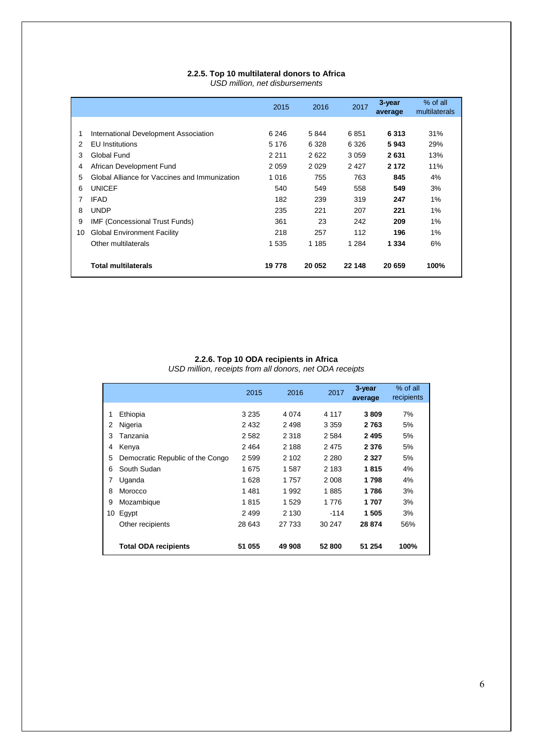**2.2.5. Top 10 multilateral donors to Africa**
*USD million, net disbursements*

| | | 2015 | 2016 | 2017 | 3-year average | % of all multilaterals |
|---|---|---|---|---|---|---|
| 1 | International Development Association | 6 246 | 5 844 | 6 851 | **6 313** | 31% |
| 2 | EU Institutions | 5 176 | 6 328 | 6 326 | **5 943** | 29% |
| 3 | Global Fund | 2 211 | 2 622 | 3 059 | **2 631** | 13% |
| 4 | African Development Fund | 2 059 | 2 029 | 2 427 | **2 172** | 11% |
| 5 | Global Alliance for Vaccines and Immunization | 1 016 | 755 | 763 | **845** | 4% |
| 6 | UNICEF | 540 | 549 | 558 | **549** | 3% |
| 7 | IFAD | 182 | 239 | 319 | **247** | 1% |
| 8 | UNDP | 235 | 221 | 207 | **221** | 1% |
| 9 | IMF (Concessional Trust Funds) | 361 | 23 | 242 | **209** | 1% |
| 10 | Global Environment Facility | 218 | 257 | 112 | **196** | 1% |
| | Other multilaterals | 1 535 | 1 185 | 1 284 | **1 334** | 6% |
| | **Total multilaterals** | **19 778** | **20 052** | **22 148** | **20 659** | **100%** |

**2.2.6. Top 10 ODA recipients in Africa**
*USD million, receipts from all donors, net ODA receipts*

| | | 2015 | 2016 | 2017 | 3-year average | % of all recipients |
|---|---|---|---|---|---|---|
| 1 | Ethiopia | 3 235 | 4 074 | 4 117 | **3 809** | 7% |
| 2 | Nigeria | 2 432 | 2 498 | 3 359 | **2 763** | 5% |
| 3 | Tanzania | 2 582 | 2 318 | 2 584 | **2 495** | 5% |
| 4 | Kenya | 2 464 | 2 188 | 2 475 | **2 376** | 5% |
| 5 | Democratic Republic of the Congo | 2 599 | 2 102 | 2 280 | **2 327** | 5% |
| 6 | South Sudan | 1 675 | 1 587 | 2 183 | **1 815** | 4% |
| 7 | Uganda | 1 628 | 1 757 | 2 008 | **1 798** | 4% |
| 8 | Morocco | 1 481 | 1 992 | 1 885 | **1 786** | 3% |
| 9 | Mozambique | 1 815 | 1 529 | 1 776 | **1 707** | 3% |
| 10 | Egypt | 2 499 | 2 130 | -114 | **1 505** | 3% |
| | Other recipients | 28 643 | 27 733 | 30 247 | **28 874** | 56% |
| | **Total ODA recipients** | **51 055** | **49 908** | **52 800** | **51 254** | **100%** |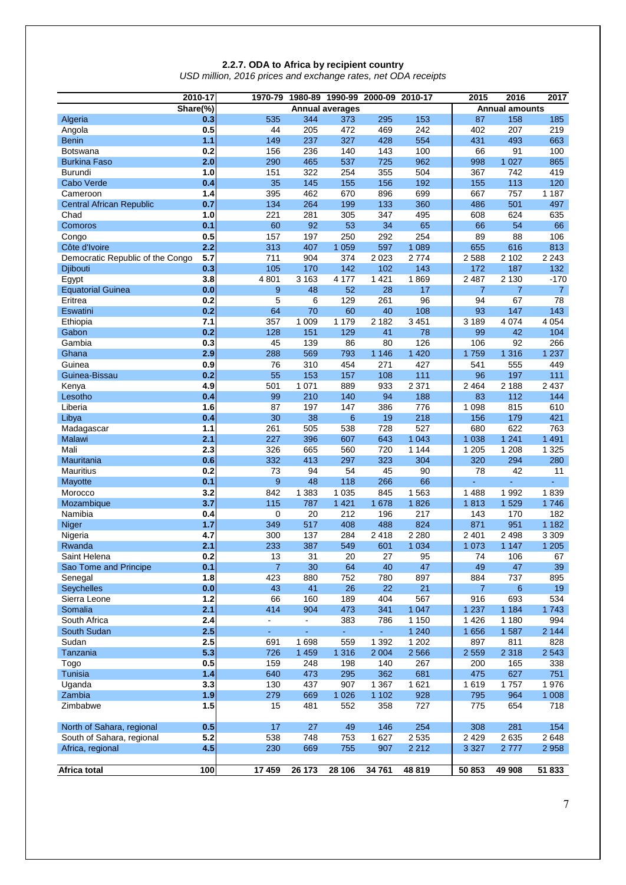## 2.2.7. ODA to Africa by recipient country

*USD million, 2016 prices and exchange rates, net ODA receipts*

| | 2010-17 | 1970-79 | 1980-89 | 1990-99 | 2000-09 | 2010-17 | 2015 | 2016 | 2017 |
|---|---|---|---|---|---|---|---|---|---|
| | Share(%) | Annual averages | | | | | Annual amounts | | |
| Algeria | 0.3 | 535 | 344 | 373 | 295 | 153 | 87 | 158 | 185 |
| Angola | 0.5 | 44 | 205 | 472 | 469 | 242 | 402 | 207 | 219 |
| Benin | 1.1 | 149 | 237 | 327 | 428 | 554 | 431 | 493 | 663 |
| Botswana | 0.2 | 156 | 236 | 140 | 143 | 100 | 66 | 91 | 100 |
| Burkina Faso | 2.0 | 290 | 465 | 537 | 725 | 962 | 998 | 1 027 | 865 |
| Burundi | 1.0 | 151 | 322 | 254 | 355 | 504 | 367 | 742 | 419 |
| Cabo Verde | 0.4 | 35 | 145 | 155 | 156 | 192 | 155 | 113 | 120 |
| Cameroon | 1.4 | 395 | 462 | 670 | 896 | 699 | 667 | 757 | 1 187 |
| Central African Republic | 0.7 | 134 | 264 | 199 | 133 | 360 | 486 | 501 | 497 |
| Chad | 1.0 | 221 | 281 | 305 | 347 | 495 | 608 | 624 | 635 |
| Comoros | 0.1 | 60 | 92 | 53 | 34 | 65 | 66 | 54 | 66 |
| Congo | 0.5 | 157 | 197 | 250 | 292 | 254 | 89 | 88 | 106 |
| Côte d'Ivoire | 2.2 | 313 | 407 | 1 059 | 597 | 1 089 | 655 | 616 | 813 |
| Democratic Republic of the Congo | 5.7 | 711 | 904 | 374 | 2 023 | 2 774 | 2 588 | 2 102 | 2 243 |
| Djibouti | 0.3 | 105 | 170 | 142 | 102 | 143 | 172 | 187 | 132 |
| Egypt | 3.8 | 4 801 | 3 163 | 4 177 | 1 421 | 1 869 | 2 487 | 2 130 | -170 |
| Equatorial Guinea | 0.0 | 9 | 48 | 52 | 28 | 17 | 7 | 7 | 7 |
| Eritrea | 0.2 | 5 | 6 | 129 | 261 | 96 | 94 | 67 | 78 |
| Eswatini | 0.2 | 64 | 70 | 60 | 40 | 108 | 93 | 147 | 143 |
| Ethiopia | 7.1 | 357 | 1 009 | 1 179 | 2 182 | 3 451 | 3 189 | 4 074 | 4 054 |
| Gabon | 0.2 | 128 | 151 | 129 | 41 | 78 | 99 | 42 | 104 |
| Gambia | 0.3 | 45 | 139 | 86 | 80 | 126 | 106 | 92 | 266 |
| Ghana | 2.9 | 288 | 569 | 793 | 1 146 | 1 420 | 1 759 | 1 316 | 1 237 |
| Guinea | 0.9 | 76 | 310 | 454 | 271 | 427 | 541 | 555 | 449 |
| Guinea-Bissau | 0.2 | 55 | 153 | 157 | 108 | 111 | 96 | 197 | 111 |
| Kenya | 4.9 | 501 | 1 071 | 889 | 933 | 2 371 | 2 464 | 2 188 | 2 437 |
| Lesotho | 0.4 | 99 | 210 | 140 | 94 | 188 | 83 | 112 | 144 |
| Liberia | 1.6 | 87 | 197 | 147 | 386 | 776 | 1 098 | 815 | 610 |
| Libya | 0.4 | 30 | 38 | 6 | 19 | 218 | 156 | 179 | 421 |
| Madagascar | 1.1 | 261 | 505 | 538 | 728 | 527 | 680 | 622 | 763 |
| Malawi | 2.1 | 227 | 396 | 607 | 643 | 1 043 | 1 038 | 1 241 | 1 491 |
| Mali | 2.3 | 326 | 665 | 560 | 720 | 1 144 | 1 205 | 1 208 | 1 325 |
| Mauritania | 0.6 | 332 | 413 | 297 | 323 | 304 | 320 | 294 | 280 |
| Mauritius | 0.2 | 73 | 94 | 54 | 45 | 90 | 78 | 42 | 11 |
| Mayotte | 0.1 | 9 | 48 | 118 | 266 | 66 | - | - | - |
| Morocco | 3.2 | 842 | 1 383 | 1 035 | 845 | 1 563 | 1 488 | 1 992 | 1 839 |
| Mozambique | 3.7 | 115 | 787 | 1 421 | 1 678 | 1 826 | 1 813 | 1 529 | 1 746 |
| Namibia | 0.4 | 0 | 20 | 212 | 196 | 217 | 143 | 170 | 182 |
| Niger | 1.7 | 349 | 517 | 408 | 488 | 824 | 871 | 951 | 1 182 |
| Nigeria | 4.7 | 300 | 137 | 284 | 2 418 | 2 280 | 2 401 | 2 498 | 3 309 |
| Rwanda | 2.1 | 233 | 387 | 549 | 601 | 1 034 | 1 073 | 1 147 | 1 205 |
| Saint Helena | 0.2 | 13 | 31 | 20 | 27 | 95 | 74 | 106 | 67 |
| Sao Tome and Principe | 0.1 | 7 | 30 | 64 | 40 | 47 | 49 | 47 | 39 |
| Senegal | 1.8 | 423 | 880 | 752 | 780 | 897 | 884 | 737 | 895 |
| Seychelles | 0.0 | 43 | 41 | 26 | 22 | 21 | 7 | 6 | 19 |
| Sierra Leone | 1.2 | 66 | 160 | 189 | 404 | 567 | 916 | 693 | 534 |
| Somalia | 2.1 | 414 | 904 | 473 | 341 | 1 047 | 1 237 | 1 184 | 1 743 |
| South Africa | 2.4 | - | - | 383 | 786 | 1 150 | 1 426 | 1 180 | 994 |
| South Sudan | 2.5 | - | - | - | - | 1 240 | 1 656 | 1 587 | 2 144 |
| Sudan | 2.5 | 691 | 1 698 | 559 | 1 392 | 1 202 | 897 | 811 | 828 |
| Tanzania | 5.3 | 726 | 1 459 | 1 316 | 2 004 | 2 566 | 2 559 | 2 318 | 2 543 |
| Togo | 0.5 | 159 | 248 | 198 | 140 | 267 | 200 | 165 | 338 |
| Tunisia | 1.4 | 640 | 473 | 295 | 362 | 681 | 475 | 627 | 751 |
| Uganda | 3.3 | 130 | 437 | 907 | 1 367 | 1 621 | 1 619 | 1 757 | 1 976 |
| Zambia | 1.9 | 279 | 669 | 1 026 | 1 102 | 928 | 795 | 964 | 1 008 |
| Zimbabwe | 1.5 | 15 | 481 | 552 | 358 | 727 | 775 | 654 | 718 |
| North of Sahara, regional | 0.5 | 17 | 27 | 49 | 146 | 254 | 308 | 281 | 154 |
| South of Sahara, regional | 5.2 | 538 | 748 | 753 | 1 627 | 2 535 | 2 429 | 2 635 | 2 648 |
| Africa, regional | 4.5 | 230 | 669 | 755 | 907 | 2 212 | 3 327 | 2 777 | 2 958 |
| **Africa total** | **100** | **17 459** | **26 173** | **28 106** | **34 761** | **48 819** | **50 853** | **49 908** | **51 833** |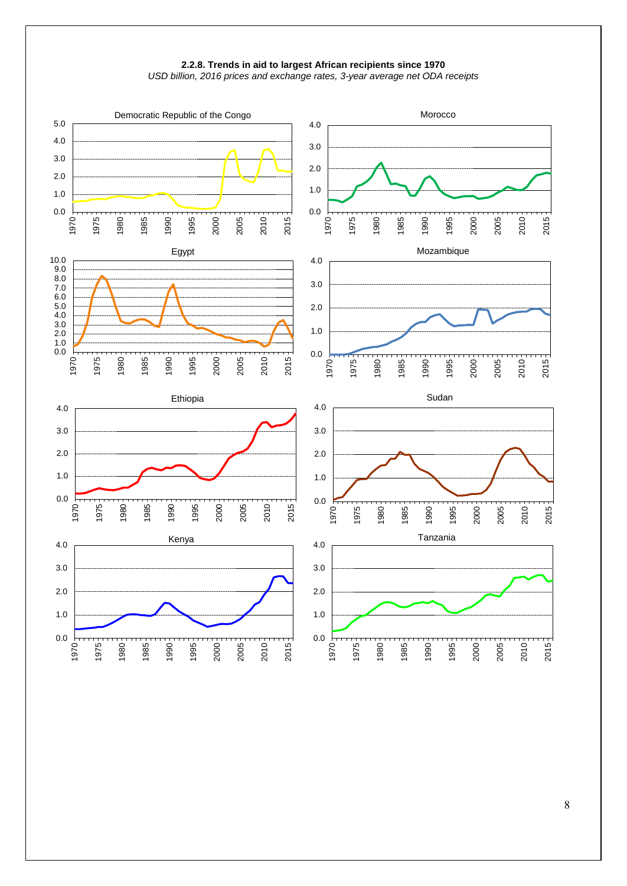**2.2.8. Trends in aid to largest African recipients since 1970**

*USD billion, 2016 prices and exchange rates, 3-year average net ODA receipts*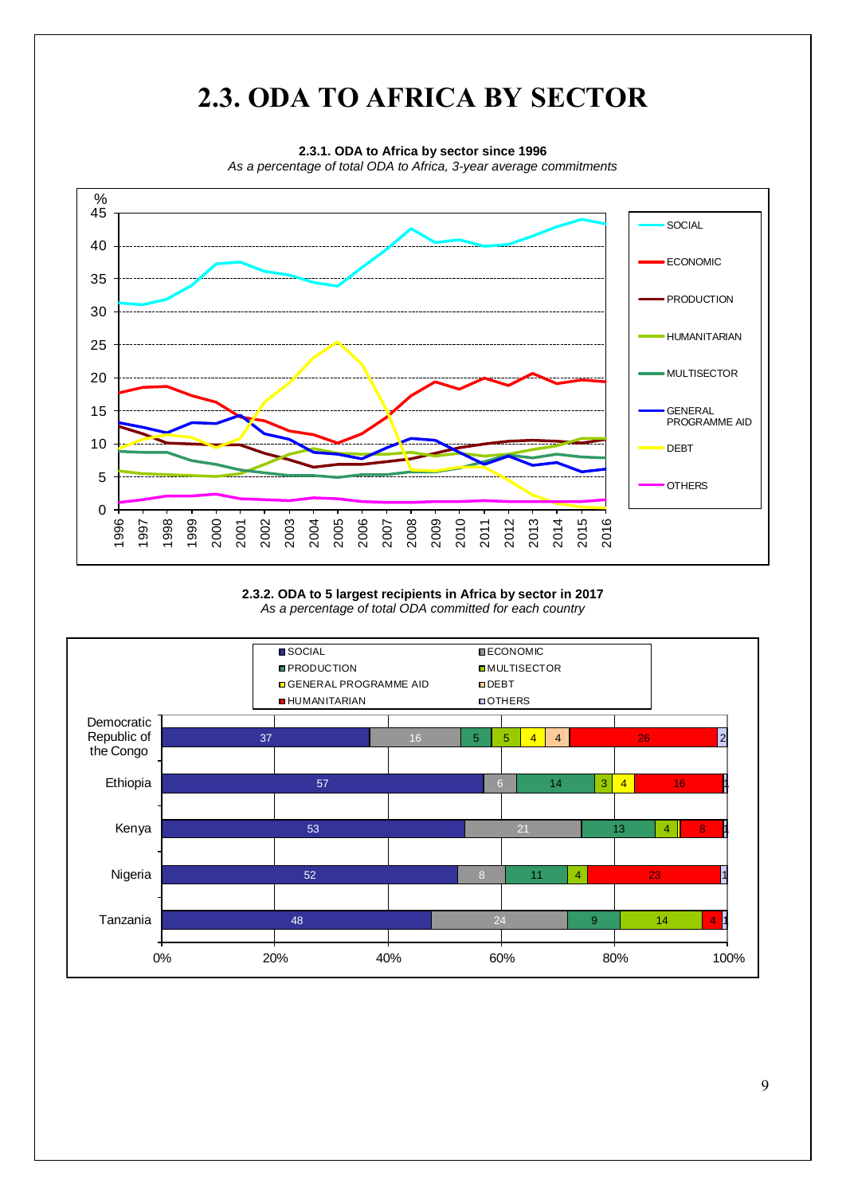# 2.3. ODA TO AFRICA BY SECTOR

**2.3.1. ODA to Africa by sector since 1996**

*As a percentage of total ODA to Africa, 3-year average commitments*

**2.3.2. ODA to 5 largest recipients in Africa by sector in 2017**

*As a percentage of total ODA committed for each country*

| Country | SOCIAL | ECONOMIC | PRODUCTION | MULTISECTOR | GENERAL PROGRAMME AID | DEBT | HUMANITARIAN | OTHERS |
|---|---|---|---|---|---|---|---|---|
| Democratic Republic of the Congo | 37 | 16 | 5 | 5 | 4 | 4 | 26 | 2 |
| Ethiopia | 57 | 6 | 14 | 3 | 4 | | 16 | 1 |
| Kenya | 53 | 21 | 13 | 4 | | | 8 | 1 |
| Nigeria | 52 | 8 | 11 | 4 | | | 23 | 1 |
| Tanzania | 48 | 24 | 9 | 14 | | | 4 | 1 |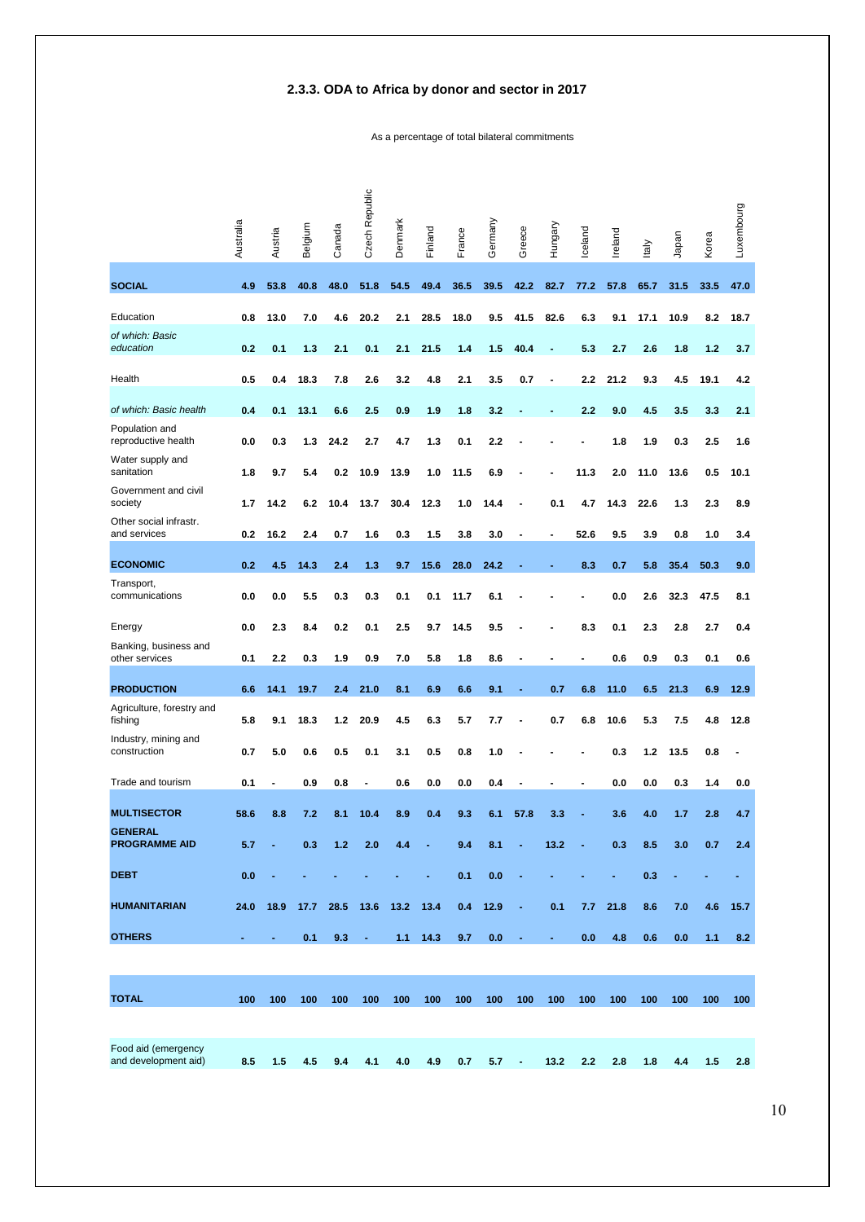## 2.3.3. ODA to Africa by donor and sector in 2017

As a percentage of total bilateral commitments

| | Australia | Austria | Belgium | Canada | Czech Republic | Denmark | Finland | France | Germany | Greece | Hungary | Iceland | Ireland | Italy | Japan | Korea | Luxembourg |
|---|---|---|---|---|---|---|---|---|---|---|---|---|---|---|---|---|---|
| **SOCIAL** | **4.9** | **53.8** | **40.8** | **48.0** | **51.8** | **54.5** | **49.4** | **36.5** | **39.5** | **42.2** | **82.7** | **77.2** | **57.8** | **65.7** | **31.5** | **33.5** | **47.0** |
| Education | 0.8 | 13.0 | 7.0 | 4.6 | 20.2 | 2.1 | 28.5 | 18.0 | 9.5 | 41.5 | 82.6 | 6.3 | 9.1 | 17.1 | 10.9 | 8.2 | 18.7 |
| *of which: Basic education* | 0.2 | 0.1 | 1.3 | 2.1 | 0.1 | 2.1 | 21.5 | 1.4 | 1.5 | 40.4 | - | 5.3 | 2.7 | 2.6 | 1.8 | 1.2 | 3.7 |
| Health | 0.5 | 0.4 | 18.3 | 7.8 | 2.6 | 3.2 | 4.8 | 2.1 | 3.5 | 0.7 | - | 2.2 | 21.2 | 9.3 | 4.5 | 19.1 | 4.2 |
| *of which: Basic health* | 0.4 | 0.1 | 13.1 | 6.6 | 2.5 | 0.9 | 1.9 | 1.8 | 3.2 | - | - | 2.2 | 9.0 | 4.5 | 3.5 | 3.3 | 2.1 |
| Population and reproductive health | 0.0 | 0.3 | 1.3 | 24.2 | 2.7 | 4.7 | 1.3 | 0.1 | 2.2 | - | - | - | 1.8 | 1.9 | 0.3 | 2.5 | 1.6 |
| Water supply and sanitation | 1.8 | 9.7 | 5.4 | 0.2 | 10.9 | 13.9 | 1.0 | 11.5 | 6.9 | - | - | 11.3 | 2.0 | 11.0 | 13.6 | 0.5 | 10.1 |
| Government and civil society | 1.7 | 14.2 | 6.2 | 10.4 | 13.7 | 30.4 | 12.3 | 1.0 | 14.4 | - | 0.1 | 4.7 | 14.3 | 22.6 | 1.3 | 2.3 | 8.9 |
| Other social infrastr. and services | 0.2 | 16.2 | 2.4 | 0.7 | 1.6 | 0.3 | 1.5 | 3.8 | 3.0 | - | - | 52.6 | 9.5 | 3.9 | 0.8 | 1.0 | 3.4 |
| **ECONOMIC** | **0.2** | **4.5** | **14.3** | **2.4** | **1.3** | **9.7** | **15.6** | **28.0** | **24.2** | - | - | **8.3** | **0.7** | **5.8** | **35.4** | **50.3** | **9.0** |
| Transport, communications | 0.0 | 0.0 | 5.5 | 0.3 | 0.3 | 0.1 | 0.1 | 11.7 | 6.1 | - | - | - | 0.0 | 2.6 | 32.3 | 47.5 | 8.1 |
| Energy | 0.0 | 2.3 | 8.4 | 0.2 | 0.1 | 2.5 | 9.7 | 14.5 | 9.5 | - | - | 8.3 | 0.1 | 2.3 | 2.8 | 2.7 | 0.4 |
| Banking, business and other services | 0.1 | 2.2 | 0.3 | 1.9 | 0.9 | 7.0 | 5.8 | 1.8 | 8.6 | - | - | - | 0.6 | 0.9 | 0.3 | 0.1 | 0.6 |
| **PRODUCTION** | **6.6** | **14.1** | **19.7** | **2.4** | **21.0** | **8.1** | **6.9** | **6.6** | **9.1** | - | **0.7** | **6.8** | **11.0** | **6.5** | **21.3** | **6.9** | **12.9** |
| Agriculture, forestry and fishing | 5.8 | 9.1 | 18.3 | 1.2 | 20.9 | 4.5 | 6.3 | 5.7 | 7.7 | - | 0.7 | 6.8 | 10.6 | 5.3 | 7.5 | 4.8 | 12.8 |
| Industry, mining and construction | 0.7 | 5.0 | 0.6 | 0.5 | 0.1 | 3.1 | 0.5 | 0.8 | 1.0 | - | - | - | 0.3 | 1.2 | 13.5 | 0.8 | - |
| Trade and tourism | 0.1 | - | 0.9 | 0.8 | - | 0.6 | 0.0 | 0.0 | 0.4 | - | - | - | 0.0 | 0.0 | 0.3 | 1.4 | 0.0 |
| **MULTISECTOR** | **58.6** | **8.8** | **7.2** | **8.1** | **10.4** | **8.9** | **0.4** | **9.3** | **6.1** | **57.8** | **3.3** | - | **3.6** | **4.0** | **1.7** | **2.8** | **4.7** |
| **GENERAL PROGRAMME AID** | **5.7** | - | **0.3** | **1.2** | **2.0** | **4.4** | - | **9.4** | **8.1** | - | **13.2** | - | **0.3** | **8.5** | **3.0** | **0.7** | **2.4** |
| **DEBT** | **0.0** | - | - | - | - | - | - | **0.1** | **0.0** | - | - | - | - | **0.3** | - | - | - |
| **HUMANITARIAN** | **24.0** | **18.9** | **17.7** | **28.5** | **13.6** | **13.2** | **13.4** | **0.4** | **12.9** | - | **0.1** | **7.7** | **21.8** | **8.6** | **7.0** | **4.6** | **15.7** |
| **OTHERS** | - | - | **0.1** | **9.3** | - | **1.1** | **14.3** | **9.7** | **0.0** | - | - | **0.0** | **4.8** | **0.6** | **0.0** | **1.1** | **8.2** |
| **TOTAL** | **100** | **100** | **100** | **100** | **100** | **100** | **100** | **100** | **100** | **100** | **100** | **100** | **100** | **100** | **100** | **100** | **100** |
| Food aid (emergency and development aid) | 8.5 | 1.5 | 4.5 | 9.4 | 4.1 | 4.0 | 4.9 | 0.7 | 5.7 | - | 13.2 | 2.2 | 2.8 | 1.8 | 4.4 | 1.5 | 2.8 |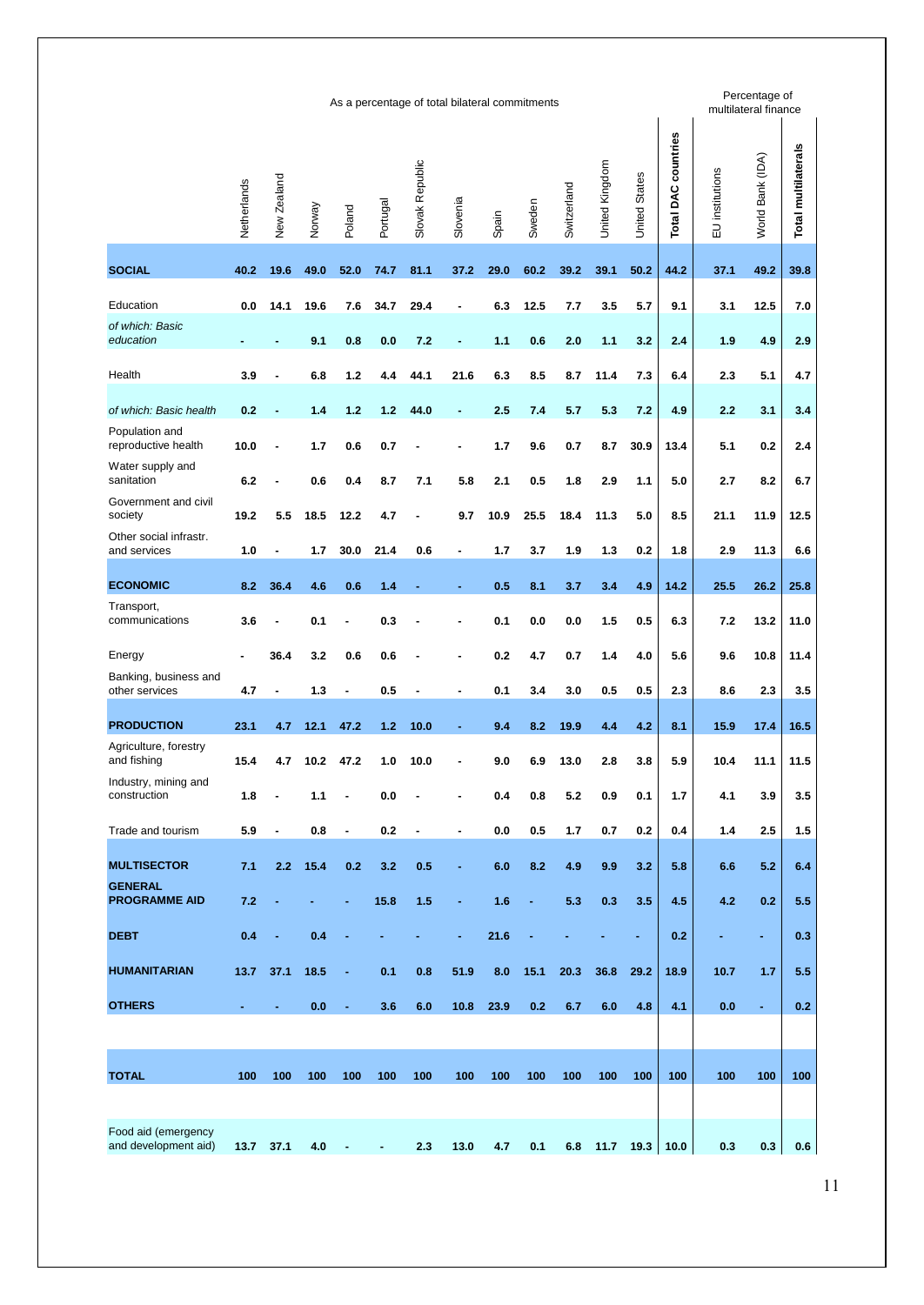| | As a percentage of total bilateral commitments | | | | | | | | | | | | | Percentage of multilateral finance | | |
|---|---|---|---|---|---|---|---|---|---|---|---|---|---|---|---|---|
| | Netherlands | New Zealand | Norway | Poland | Portugal | Slovak Republic | Slovenia | Spain | Sweden | Switzerland | United Kingdom | United States | **Total DAC countries** | EU institutions | World Bank (IDA) | **Total multilaterals** |
| **SOCIAL** | **40.2** | **19.6** | **49.0** | **52.0** | **74.7** | **81.1** | **37.2** | **29.0** | **60.2** | **39.2** | **39.1** | **50.2** | **44.2** | **37.1** | **49.2** | **39.8** |
| Education | 0.0 | 14.1 | 19.6 | 7.6 | 34.7 | 29.4 | - | 6.3 | 12.5 | 7.7 | 3.5 | 5.7 | 9.1 | 3.1 | 12.5 | 7.0 |
| *of which: Basic education* | - | - | 9.1 | 0.8 | 0.0 | 7.2 | - | 1.1 | 0.6 | 2.0 | 1.1 | 3.2 | 2.4 | 1.9 | 4.9 | 2.9 |
| Health | 3.9 | - | 6.8 | 1.2 | 4.4 | 44.1 | 21.6 | 6.3 | 8.5 | 8.7 | 11.4 | 7.3 | 6.4 | 2.3 | 5.1 | 4.7 |
| *of which: Basic health* | 0.2 | - | 1.4 | 1.2 | 1.2 | 44.0 | - | 2.5 | 7.4 | 5.7 | 5.3 | 7.2 | 4.9 | 2.2 | 3.1 | 3.4 |
| Population and reproductive health | 10.0 | - | 1.7 | 0.6 | 0.7 | - | - | 1.7 | 9.6 | 0.7 | 8.7 | 30.9 | 13.4 | 5.1 | 0.2 | 2.4 |
| Water supply and sanitation | 6.2 | - | 0.6 | 0.4 | 8.7 | 7.1 | 5.8 | 2.1 | 0.5 | 1.8 | 2.9 | 1.1 | 5.0 | 2.7 | 8.2 | 6.7 |
| Government and civil society | 19.2 | 5.5 | 18.5 | 12.2 | 4.7 | - | 9.7 | 10.9 | 25.5 | 18.4 | 11.3 | 5.0 | 8.5 | 21.1 | 11.9 | 12.5 |
| Other social infrastr. and services | 1.0 | - | 1.7 | 30.0 | 21.4 | 0.6 | - | 1.7 | 3.7 | 1.9 | 1.3 | 0.2 | 1.8 | 2.9 | 11.3 | 6.6 |
| **ECONOMIC** | **8.2** | **36.4** | **4.6** | **0.6** | **1.4** | - | - | **0.5** | **8.1** | **3.7** | **3.4** | **4.9** | **14.2** | **25.5** | **26.2** | **25.8** |
| Transport, communications | 3.6 | - | 0.1 | - | 0.3 | - | - | 0.1 | 0.0 | 0.0 | 1.5 | 0.5 | 6.3 | 7.2 | 13.2 | 11.0 |
| Energy | - | 36.4 | 3.2 | 0.6 | 0.6 | - | - | 0.2 | 4.7 | 0.7 | 1.4 | 4.0 | 5.6 | 9.6 | 10.8 | 11.4 |
| Banking, business and other services | 4.7 | - | 1.3 | - | 0.5 | - | - | 0.1 | 3.4 | 3.0 | 0.5 | 0.5 | 2.3 | 8.6 | 2.3 | 3.5 |
| **PRODUCTION** | **23.1** | **4.7** | **12.1** | **47.2** | **1.2** | **10.0** | - | **9.4** | **8.2** | **19.9** | **4.4** | **4.2** | **8.1** | **15.9** | **17.4** | **16.5** |
| Agriculture, forestry and fishing | 15.4 | 4.7 | 10.2 | 47.2 | 1.0 | 10.0 | - | 9.0 | 6.9 | 13.0 | 2.8 | 3.8 | 5.9 | 10.4 | 11.1 | 11.5 |
| Industry, mining and construction | 1.8 | - | 1.1 | - | 0.0 | - | - | 0.4 | 0.8 | 5.2 | 0.9 | 0.1 | 1.7 | 4.1 | 3.9 | 3.5 |
| Trade and tourism | 5.9 | - | 0.8 | - | 0.2 | - | - | 0.0 | 0.5 | 1.7 | 0.7 | 0.2 | 0.4 | 1.4 | 2.5 | 1.5 |
| **MULTISECTOR** | **7.1** | **2.2** | **15.4** | **0.2** | **3.2** | **0.5** | - | **6.0** | **8.2** | **4.9** | **9.9** | **3.2** | **5.8** | **6.6** | **5.2** | **6.4** |
| **GENERAL PROGRAMME AID** | **7.2** | - | - | - | **15.8** | **1.5** | - | **1.6** | - | **5.3** | **0.3** | **3.5** | **4.5** | **4.2** | **0.2** | **5.5** |
| **DEBT** | **0.4** | - | **0.4** | - | - | - | - | **21.6** | - | - | - | - | **0.2** | - | - | **0.3** |
| **HUMANITARIAN** | **13.7** | **37.1** | **18.5** | - | **0.1** | **0.8** | **51.9** | **8.0** | **15.1** | **20.3** | **36.8** | **29.2** | **18.9** | **10.7** | **1.7** | **5.5** |
| **OTHERS** | - | - | **0.0** | - | **3.6** | **6.0** | **10.8** | **23.9** | **0.2** | **6.7** | **6.0** | **4.8** | **4.1** | **0.0** | - | **0.2** |
| **TOTAL** | **100** | **100** | **100** | **100** | **100** | **100** | **100** | **100** | **100** | **100** | **100** | **100** | **100** | **100** | **100** | **100** |
| Food aid (emergency and development aid) | 13.7 | 37.1 | 4.0 | - | - | 2.3 | 13.0 | 4.7 | 0.1 | 6.8 | 11.7 | 19.3 | 10.0 | 0.3 | 0.3 | 0.6 |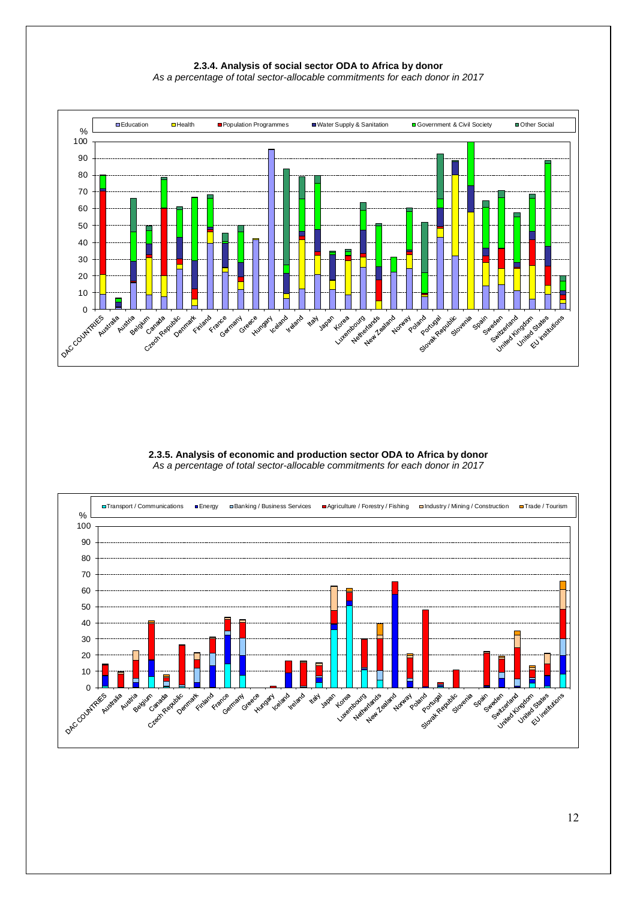### 2.3.4. Analysis of social sector ODA to Africa by donor

*As a percentage of total sector-allocable commitments for each donor in 2017*

### 2.3.5. Analysis of economic and production sector ODA to Africa by donor

*As a percentage of total sector-allocable commitments for each donor in 2017*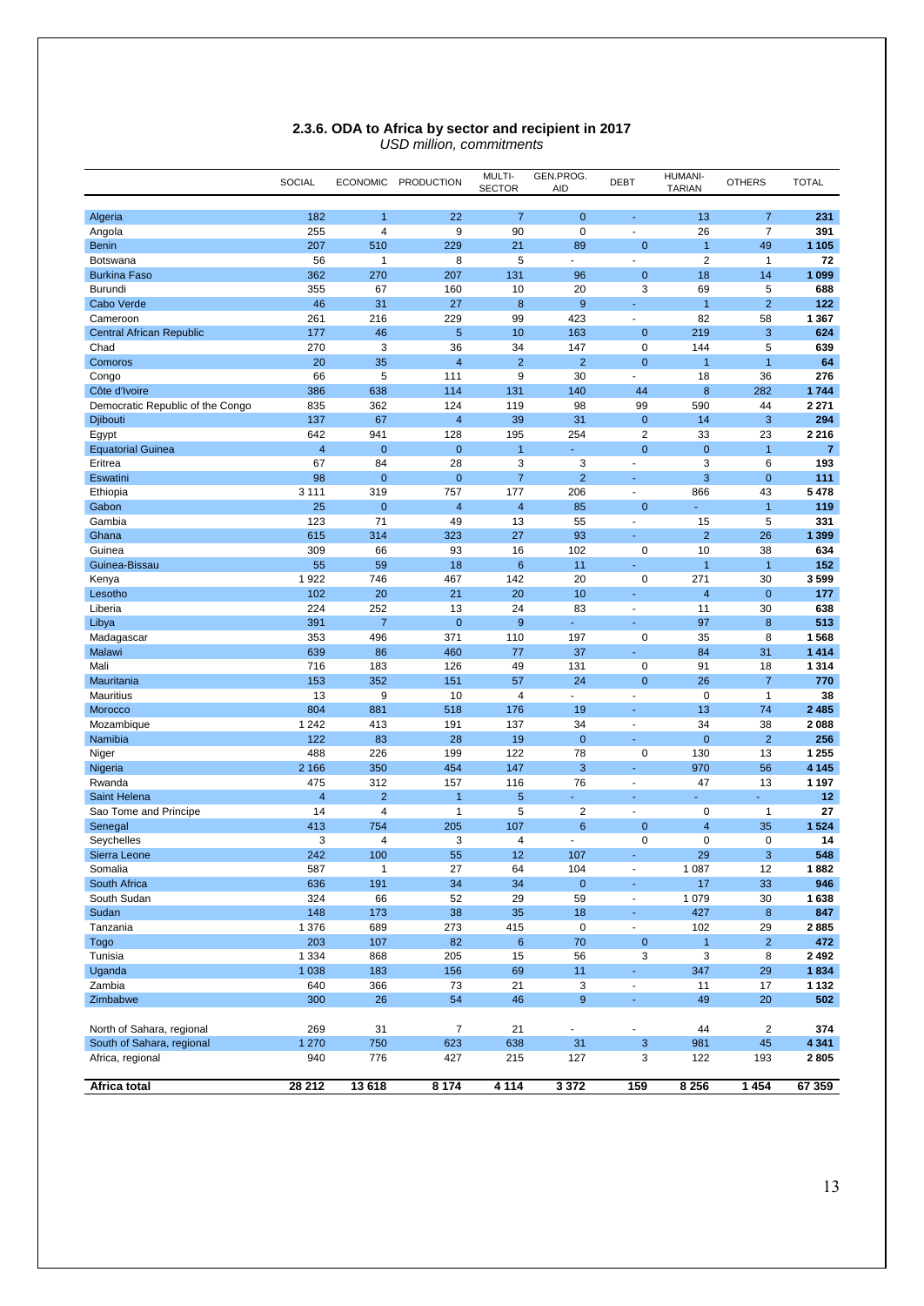### 2.3.6. ODA to Africa by sector and recipient in 2017

*USD million, commitments*

| | SOCIAL | ECONOMIC | PRODUCTION | MULTI-SECTOR | GEN.PROG. AID | DEBT | HUMANI-TARIAN | OTHERS | TOTAL |
|---|---|---|---|---|---|---|---|---|---|
| Algeria | 182 | 1 | 22 | 7 | 0 | - | 13 | 7 | **231** |
| Angola | 255 | 4 | 9 | 90 | 0 | - | 26 | 7 | **391** |
| Benin | 207 | 510 | 229 | 21 | 89 | 0 | 1 | 49 | **1 105** |
| Botswana | 56 | 1 | 8 | 5 | - | - | 2 | 1 | **72** |
| Burkina Faso | 362 | 270 | 207 | 131 | 96 | 0 | 18 | 14 | **1 099** |
| Burundi | 355 | 67 | 160 | 10 | 20 | 3 | 69 | 5 | **688** |
| Cabo Verde | 46 | 31 | 27 | 8 | 9 | - | 1 | 2 | **122** |
| Cameroon | 261 | 216 | 229 | 99 | 423 | - | 82 | 58 | **1 367** |
| Central African Republic | 177 | 46 | 5 | 10 | 163 | 0 | 219 | 3 | **624** |
| Chad | 270 | 3 | 36 | 34 | 147 | 0 | 144 | 5 | **639** |
| Comoros | 20 | 35 | 4 | 2 | 2 | 0 | 1 | 1 | **64** |
| Congo | 66 | 5 | 111 | 9 | 30 | - | 18 | 36 | **276** |
| Côte d'Ivoire | 386 | 638 | 114 | 131 | 140 | 44 | 8 | 282 | **1 744** |
| Democratic Republic of the Congo | 835 | 362 | 124 | 119 | 98 | 99 | 590 | 44 | **2 271** |
| Djibouti | 137 | 67 | 4 | 39 | 31 | 0 | 14 | 3 | **294** |
| Egypt | 642 | 941 | 128 | 195 | 254 | 2 | 33 | 23 | **2 216** |
| Equatorial Guinea | 4 | 0 | 0 | 1 | - | 0 | 0 | 1 | **7** |
| Eritrea | 67 | 84 | 28 | 3 | 3 | - | 3 | 6 | **193** |
| Eswatini | 98 | 0 | 0 | 7 | 2 | - | 3 | 0 | **111** |
| Ethiopia | 3 111 | 319 | 757 | 177 | 206 | - | 866 | 43 | **5 478** |
| Gabon | 25 | 0 | 4 | 4 | 85 | 0 | - | 1 | **119** |
| Gambia | 123 | 71 | 49 | 13 | 55 | - | 15 | 5 | **331** |
| Ghana | 615 | 314 | 323 | 27 | 93 | - | 2 | 26 | **1 399** |
| Guinea | 309 | 66 | 93 | 16 | 102 | 0 | 10 | 38 | **634** |
| Guinea-Bissau | 55 | 59 | 18 | 6 | 11 | - | 1 | 1 | **152** |
| Kenya | 1 922 | 746 | 467 | 142 | 20 | 0 | 271 | 30 | **3 599** |
| Lesotho | 102 | 20 | 21 | 20 | 10 | - | 4 | 0 | **177** |
| Liberia | 224 | 252 | 13 | 24 | 83 | - | 11 | 30 | **638** |
| Libya | 391 | 7 | 0 | 9 | - | - | 97 | 8 | **513** |
| Madagascar | 353 | 496 | 371 | 110 | 197 | 0 | 35 | 8 | **1 568** |
| Malawi | 639 | 86 | 460 | 77 | 37 | - | 84 | 31 | **1 414** |
| Mali | 716 | 183 | 126 | 49 | 131 | 0 | 91 | 18 | **1 314** |
| Mauritania | 153 | 352 | 151 | 57 | 24 | 0 | 26 | 7 | **770** |
| Mauritius | 13 | 9 | 10 | 4 | - | - | 0 | 1 | **38** |
| Morocco | 804 | 881 | 518 | 176 | 19 | - | 13 | 74 | **2 485** |
| Mozambique | 1 242 | 413 | 191 | 137 | 34 | - | 34 | 38 | **2 088** |
| Namibia | 122 | 83 | 28 | 19 | 0 | - | 0 | 2 | **256** |
| Niger | 488 | 226 | 199 | 122 | 78 | 0 | 130 | 13 | **1 255** |
| Nigeria | 2 166 | 350 | 454 | 147 | 3 | - | 970 | 56 | **4 145** |
| Rwanda | 475 | 312 | 157 | 116 | 76 | - | 47 | 13 | **1 197** |
| Saint Helena | 4 | 2 | 1 | 5 | - | - | - | - | **12** |
| Sao Tome and Principe | 14 | 4 | 1 | 5 | 2 | - | 0 | 1 | **27** |
| Senegal | 413 | 754 | 205 | 107 | 6 | 0 | 4 | 35 | **1 524** |
| Seychelles | 3 | 4 | 3 | 4 | - | 0 | 0 | 0 | **14** |
| Sierra Leone | 242 | 100 | 55 | 12 | 107 | - | 29 | 3 | **548** |
| Somalia | 587 | 1 | 27 | 64 | 104 | - | 1 087 | 12 | **1 882** |
| South Africa | 636 | 191 | 34 | 34 | 0 | - | 17 | 33 | **946** |
| South Sudan | 324 | 66 | 52 | 29 | 59 | - | 1 079 | 30 | **1 638** |
| Sudan | 148 | 173 | 38 | 35 | 18 | - | 427 | 8 | **847** |
| Tanzania | 1 376 | 689 | 273 | 415 | 0 | - | 102 | 29 | **2 885** |
| Togo | 203 | 107 | 82 | 6 | 70 | 0 | 1 | 2 | **472** |
| Tunisia | 1 334 | 868 | 205 | 15 | 56 | 3 | 3 | 8 | **2 492** |
| Uganda | 1 038 | 183 | 156 | 69 | 11 | - | 347 | 29 | **1 834** |
| Zambia | 640 | 366 | 73 | 21 | 3 | - | 11 | 17 | **1 132** |
| Zimbabwe | 300 | 26 | 54 | 46 | 9 | - | 49 | 20 | **502** |
| | | | | | | | | | |
| North of Sahara, regional | 269 | 31 | 7 | 21 | - | - | 44 | 2 | **374** |
| South of Sahara, regional | 1 270 | 750 | 623 | 638 | 31 | 3 | 981 | 45 | **4 341** |
| Africa, regional | 940 | 776 | 427 | 215 | 127 | 3 | 122 | 193 | **2 805** |
| | | | | | | | | | |
| **Africa total** | **28 212** | **13 618** | **8 174** | **4 114** | **3 372** | **159** | **8 256** | **1 454** | **67 359** |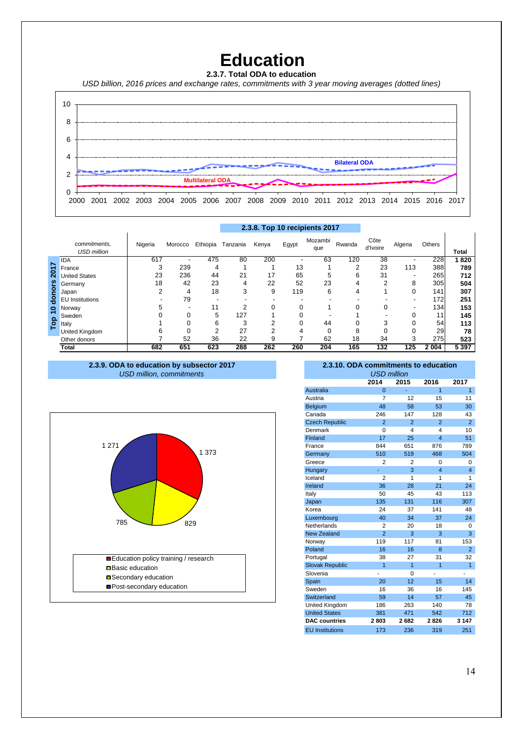# Education

**2.3.7. Total ODA to education**

*USD billion, 2016 prices and exchange rates, commitments with 3 year moving averages (dotted lines)*

**2.3.8. Top 10 recipients 2017**

| *commitments, USD million* | Nigeria | Morocco | Ethiopia | Tanzania | Kenya | Egypt | Mozambique | Rwanda | Côte d'Ivoire | Algeria | Others | Total |
|---|---|---|---|---|---|---|---|---|---|---|---|---|
| IDA | 617 | - | 475 | 80 | 200 | - | 63 | 120 | 38 | - | 228 | **1 820** |
| France | 3 | 239 | 4 | 1 | 1 | 13 | 1 | 2 | 23 | 113 | 388 | **789** |
| United States | 23 | 236 | 44 | 21 | 17 | 65 | 5 | 6 | 31 | - | 265 | **712** |
| Germany | 18 | 42 | 23 | 4 | 22 | 52 | 23 | 4 | 2 | 8 | 305 | **504** |
| Japan | 2 | 4 | 18 | 3 | 9 | 119 | 6 | 4 | 1 | 0 | 141 | **307** |
| EU Institutions | - | 79 | - | - | - | - | - | - | - | - | 172 | **251** |
| Norway | 5 | - | 11 | 2 | 0 | 0 | 1 | 0 | 0 | - | 134 | **153** |
| Sweden | 0 | 0 | 5 | 127 | 1 | 0 | - | 1 | - | 0 | 11 | **145** |
| Italy | 1 | 0 | 6 | 3 | 2 | 0 | 44 | 0 | 3 | 0 | 54 | **113** |
| United Kingdom | 6 | 0 | 2 | 27 | 2 | 4 | 0 | 8 | 0 | 0 | 29 | **78** |
| Other donors | 7 | 52 | 36 | 22 | 9 | 7 | 62 | 18 | 34 | 3 | 275 | **523** |
| **Total** | **682** | **651** | **623** | **288** | **262** | **260** | **204** | **165** | **132** | **125** | **2 004** | **5 397** |

Top 10 donors 2017

**2.3.9. ODA to education by subsector 2017**

*USD million, commitments*

- Education policy training / research: 1 373
- Basic education: 829
- Secondary education: 785
- Post-secondary education: 1 271

**2.3.10. ODA commitments to education**

*USD million*

| | 2014 | 2015 | 2016 | 2017 |
|---|---|---|---|---|
| Australia | 0 | - | 1 | 1 |
| Austria | 7 | 12 | 15 | 11 |
| Belgium | 48 | 58 | 53 | 30 |
| Canada | 246 | 147 | 128 | 43 |
| Czech Republic | 2 | 2 | 2 | 2 |
| Denmark | 0 | 4 | 4 | 10 |
| Finland | 17 | 25 | 4 | 51 |
| France | 844 | 651 | 876 | 789 |
| Germany | 510 | 519 | 468 | 504 |
| Greece | 2 | 2 | 0 | 0 |
| Hungary | - | 3 | 4 | 4 |
| Iceland | 2 | 1 | 1 | 1 |
| Ireland | 36 | 28 | 21 | 24 |
| Italy | 50 | 45 | 43 | 113 |
| Japan | 135 | 131 | 116 | 307 |
| Korea | 24 | 37 | 141 | 48 |
| Luxembourg | 40 | 34 | 37 | 24 |
| Netherlands | 2 | 20 | 18 | 0 |
| New Zealand | 2 | 3 | 3 | 3 |
| Norway | 119 | 117 | 81 | 153 |
| Poland | 16 | 16 | 8 | 2 |
| Portugal | 38 | 27 | 31 | 32 |
| Slovak Republic | 1 | 1 | 1 | 1 |
| Slovenia | - | 0 | - | - |
| Spain | 20 | 12 | 15 | 14 |
| Sweden | 16 | 36 | 16 | 145 |
| Switzerland | 59 | 14 | 57 | 45 |
| United Kingdom | 186 | 263 | 140 | 78 |
| United States | 381 | 471 | 542 | 712 |
| **DAC countries** | **2 803** | **2 682** | **2 826** | **3 147** |
| EU Institutions | 173 | 236 | 319 | 251 |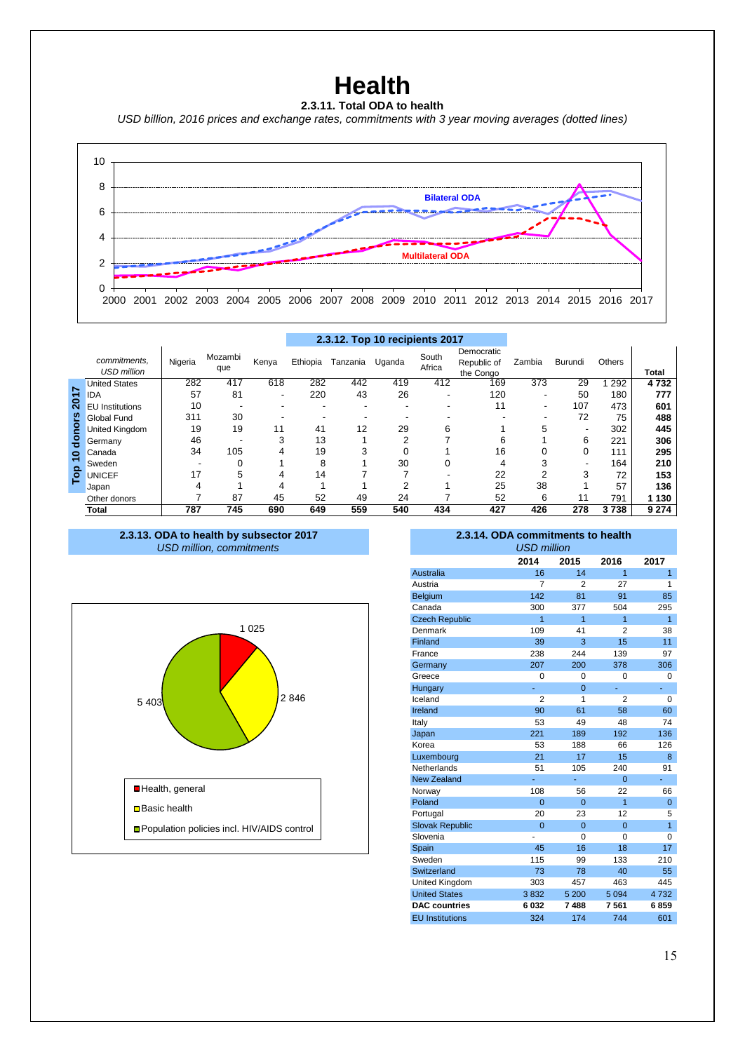# Health

**2.3.11. Total ODA to health**

*USD billion, 2016 prices and exchange rates, commitments with 3 year moving averages (dotted lines)*

**2.3.12. Top 10 recipients 2017**

| commitments, USD million | Nigeria | Mozambique | Kenya | Ethiopia | Tanzania | Uganda | South Africa | Democratic Republic of the Congo | Zambia | Burundi | Others | Total |
|---|---|---|---|---|---|---|---|---|---|---|---|---|
| United States | 282 | 417 | 618 | 282 | 442 | 419 | 412 | 169 | 373 | 29 | 1 292 | **4 732** |
| IDA | 57 | 81 | - | 220 | 43 | 26 | - | 120 | - | 50 | 180 | **777** |
| EU Institutions | 10 | - | - | - | - | - | - | 11 | - | 107 | 473 | **601** |
| Global Fund | 311 | 30 | - | - | - | - | - | - | - | 72 | 75 | **488** |
| United Kingdom | 19 | 19 | 11 | 41 | 12 | 29 | 6 | 1 | 5 | - | 302 | **445** |
| Germany | 46 | - | 3 | 13 | 1 | 2 | 7 | 6 | 1 | 6 | 221 | **306** |
| Canada | 34 | 105 | 4 | 19 | 3 | 0 | 1 | 16 | 0 | 0 | 111 | **295** |
| Sweden | - | 0 | 1 | 8 | 1 | 30 | 0 | 4 | 3 | - | 164 | **210** |
| UNICEF | 17 | 5 | 4 | 14 | 7 | 7 | - | 22 | 2 | 3 | 72 | **153** |
| Japan | 4 | 1 | 4 | 1 | 1 | 2 | 1 | 25 | 38 | 1 | 57 | **136** |
| Other donors | 7 | 87 | 45 | 52 | 49 | 24 | 7 | 52 | 6 | 11 | 791 | **1 130** |
| **Total** | **787** | **745** | **690** | **649** | **559** | **540** | **434** | **427** | **426** | **278** | **3 738** | **9 274** |

(Rows United States through Japan: Top 10 donors 2017)

**2.3.13. ODA to health by subsector 2017**

*USD million, commitments*

- Health, general: 1 025
- Basic health: 2 846
- Population policies incl. HIV/AIDS control: 5 403

**2.3.14. ODA commitments to health**

*USD million*

| | 2014 | 2015 | 2016 | 2017 |
|---|---|---|---|---|
| Australia | 16 | 14 | 1 | 1 |
| Austria | 7 | 2 | 27 | 1 |
| Belgium | 142 | 81 | 91 | 85 |
| Canada | 300 | 377 | 504 | 295 |
| Czech Republic | 1 | 1 | 1 | 1 |
| Denmark | 109 | 41 | 2 | 38 |
| Finland | 39 | 3 | 15 | 11 |
| France | 238 | 244 | 139 | 97 |
| Germany | 207 | 200 | 378 | 306 |
| Greece | 0 | 0 | 0 | 0 |
| Hungary | - | 0 | - | - |
| Iceland | 2 | 1 | 2 | 0 |
| Ireland | 90 | 61 | 58 | 60 |
| Italy | 53 | 49 | 48 | 74 |
| Japan | 221 | 189 | 192 | 136 |
| Korea | 53 | 188 | 66 | 126 |
| Luxembourg | 21 | 17 | 15 | 8 |
| Netherlands | 51 | 105 | 240 | 91 |
| New Zealand | - | - | 0 | - |
| Norway | 108 | 56 | 22 | 66 |
| Poland | 0 | 0 | 1 | 0 |
| Portugal | 20 | 23 | 12 | 5 |
| Slovak Republic | 0 | 0 | 0 | 1 |
| Slovenia | - | 0 | 0 | 0 |
| Spain | 45 | 16 | 18 | 17 |
| Sweden | 115 | 99 | 133 | 210 |
| Switzerland | 73 | 78 | 40 | 55 |
| United Kingdom | 303 | 457 | 463 | 445 |
| United States | 3 832 | 5 200 | 5 094 | 4 732 |
| **DAC countries** | **6 032** | **7 488** | **7 561** | **6 859** |
| EU Institutions | 324 | 174 | 744 | 601 |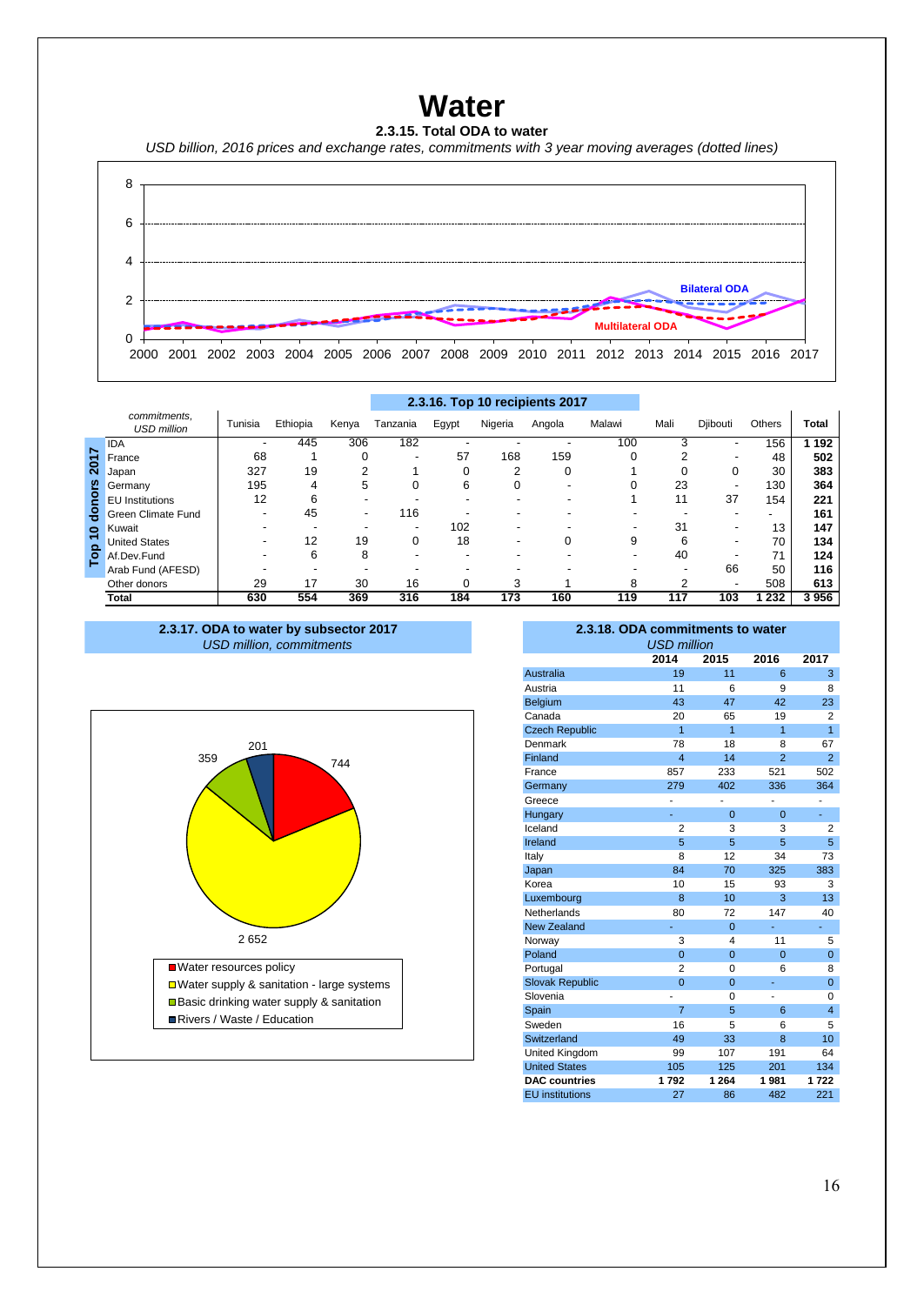# Water

**2.3.15. Total ODA to water**

*USD billion, 2016 prices and exchange rates, commitments with 3 year moving averages (dotted lines)*

8
6
4
2
0
2000 2001 2002 2003 2004 2005 2006 2007 2008 2009 2010 2011 2012 2013 2014 2015 2016 2017
Bilateral ODA
Multilateral ODA

**2.3.16. Top 10 recipients 2017**

| | *commitments, USD million* | Tunisia | Ethiopia | Kenya | Tanzania | Egypt | Nigeria | Angola | Malawi | Mali | Djibouti | Others | Total |
|---|---|---|---|---|---|---|---|---|---|---|---|---|---|
| Top 10 donors 2017 | IDA | - | 445 | 306 | 182 | - | - | - | 100 | 3 | - | 156 | **1 192** |
| | France | 68 | 1 | 0 | - | 57 | 168 | 159 | 0 | 2 | - | 48 | **502** |
| | Japan | 327 | 19 | 2 | 1 | 0 | 2 | 0 | 1 | 0 | 0 | 30 | **383** |
| | Germany | 195 | 4 | 5 | 0 | 6 | 0 | - | 0 | 23 | - | 130 | **364** |
| | EU Institutions | 12 | 6 | - | - | - | - | - | 1 | 11 | 37 | 154 | **221** |
| | Green Climate Fund | - | 45 | - | 116 | - | - | - | - | - | - | - | **161** |
| | Kuwait | - | - | - | - | 102 | - | - | - | 31 | - | 13 | **147** |
| | United States | - | 12 | 19 | 0 | 18 | - | 0 | 9 | 6 | - | 70 | **134** |
| | Af.Dev.Fund | - | 6 | 8 | - | - | - | - | - | 40 | - | 71 | **124** |
| | Arab Fund (AFESD) | - | - | - | - | - | - | - | - | - | 66 | 50 | **116** |
| | Other donors | 29 | 17 | 30 | 16 | 0 | 3 | 1 | 8 | 2 | - | 508 | **613** |
| | **Total** | **630** | **554** | **369** | **316** | **184** | **173** | **160** | **119** | **117** | **103** | **1 232** | **3 956** |

**2.3.17. ODA to water by subsector 2017**

*USD million, commitments*

744
2 652
359
201

- Water resources policy
- Water supply & sanitation - large systems
- Basic drinking water supply & sanitation
- Rivers / Waste / Education

**2.3.18. ODA commitments to water**

*USD million*

| | 2014 | 2015 | 2016 | 2017 |
|---|---|---|---|---|
| Australia | 19 | 11 | 6 | 3 |
| Austria | 11 | 6 | 9 | 8 |
| Belgium | 43 | 47 | 42 | 23 |
| Canada | 20 | 65 | 19 | 2 |
| Czech Republic | 1 | 1 | 1 | 1 |
| Denmark | 78 | 18 | 8 | 67 |
| Finland | 4 | 14 | 2 | 2 |
| France | 857 | 233 | 521 | 502 |
| Germany | 279 | 402 | 336 | 364 |
| Greece | - | - | - | - |
| Hungary | - | 0 | 0 | - |
| Iceland | 2 | 3 | 3 | 2 |
| Ireland | 5 | 5 | 5 | 5 |
| Italy | 8 | 12 | 34 | 73 |
| Japan | 84 | 70 | 325 | 383 |
| Korea | 10 | 15 | 93 | 3 |
| Luxembourg | 8 | 10 | 3 | 13 |
| Netherlands | 80 | 72 | 147 | 40 |
| New Zealand | - | 0 | - | - |
| Norway | 3 | 4 | 11 | 5 |
| Poland | 0 | 0 | 0 | 0 |
| Portugal | 2 | 0 | 6 | 8 |
| Slovak Republic | 0 | 0 | - | 0 |
| Slovenia | - | 0 | - | 0 |
| Spain | 7 | 5 | 6 | 4 |
| Sweden | 16 | 5 | 6 | 5 |
| Switzerland | 49 | 33 | 8 | 10 |
| United Kingdom | 99 | 107 | 191 | 64 |
| United States | 105 | 125 | 201 | 134 |
| **DAC countries** | **1 792** | **1 264** | **1 981** | **1 722** |
| EU institutions | 27 | 86 | 482 | 221 |